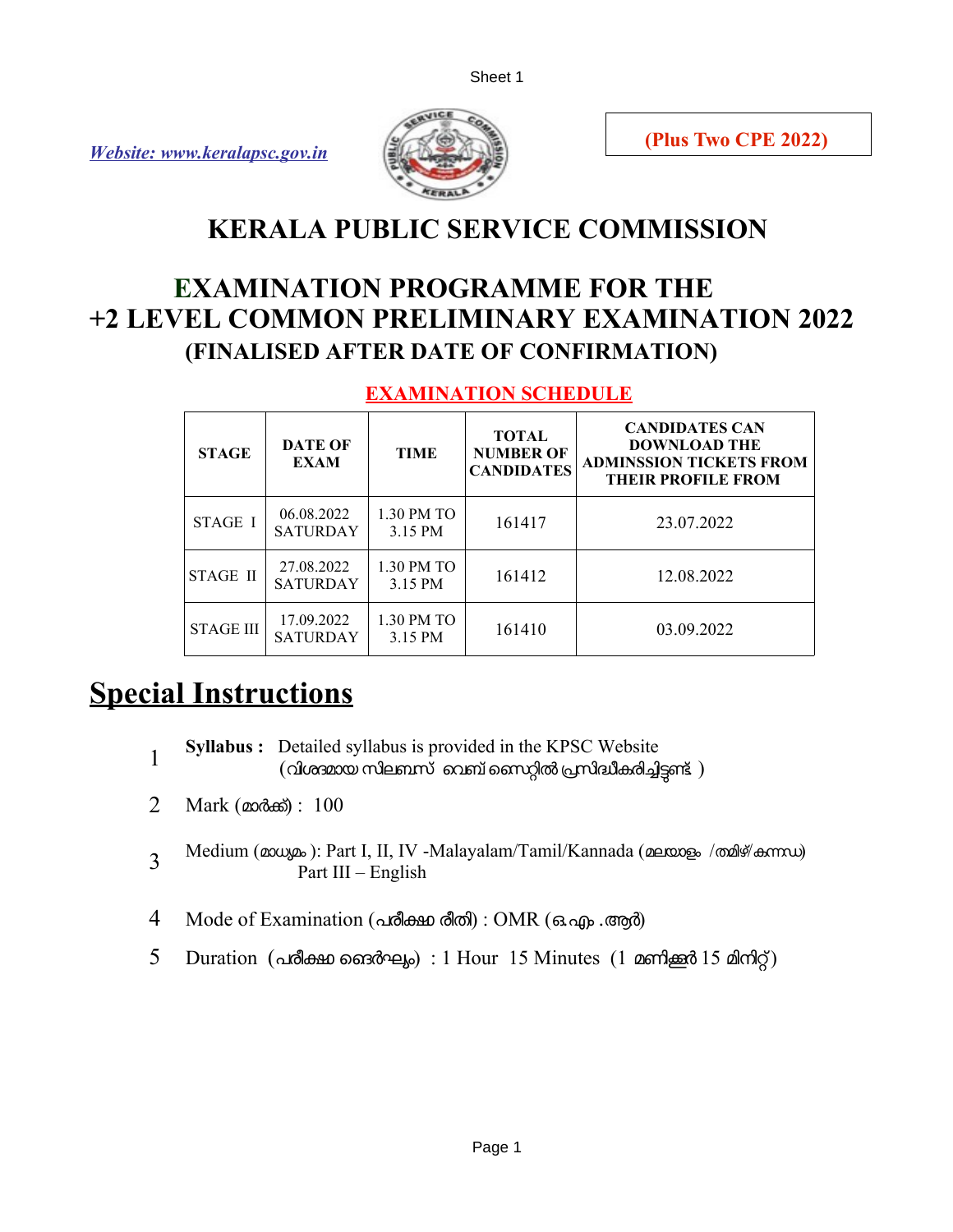*Website: www.keralapsc.gov.in*

**(Plus Two CPE 2022)**

# KERALA PUBLIC SERVICE COMMISSION

## EXAMINATION PROGRAMME FOR THE +2 LEVEL COMMON PRELIMINARY EXAMINATION 2022

### (FINALISED AFTER DATE OF CONFIRMATION)

**EXAMINATION SCHEDULE**

| STAGE | DATE OF EXAM | TIME | TOTAL NUMBER OF CANDIDATES | CANDIDATES CAN DOWNLOAD THE ADMINSSION TICKETS FROM THEIR PROFILE FROM |
|---|---|---|---|---|
| STAGE I | 06.08.2022 SATURDAY | 1.30 PM TO 3.15 PM | 161417 | 23.07.2022 |
| STAGE II | 27.08.2022 SATURDAY | 1.30 PM TO 3.15 PM | 161412 | 12.08.2022 |
| STAGE III | 17.09.2022 SATURDAY | 1.30 PM TO 3.15 PM | 161410 | 03.09.2022 |

# Special Instructions

1. **Syllabus :** Detailed syllabus is provided in the KPSC Website (വിശദമായ സിലബസ് വെബ് സൈറ്റിൽ പ്രസിദ്ധീകരിച്ചിട്ടുണ്ട് )
2. Mark (മാർക്ക്) : 100
3. Medium (മാധ്യമം ): Part I, II, IV -Malayalam/Tamil/Kannada (മലയാളം /തമിഴ്/കന്നഡ)
   Part III – English
4. Mode of Examination (പരീക്ഷാ രീതി) : OMR (ഒ.എം .ആർ)
5. Duration (പരീക്ഷാ ദൈർഘ്യം) : 1 Hour 15 Minutes (1 മണിക്കൂർ 15 മിനിറ്റ്)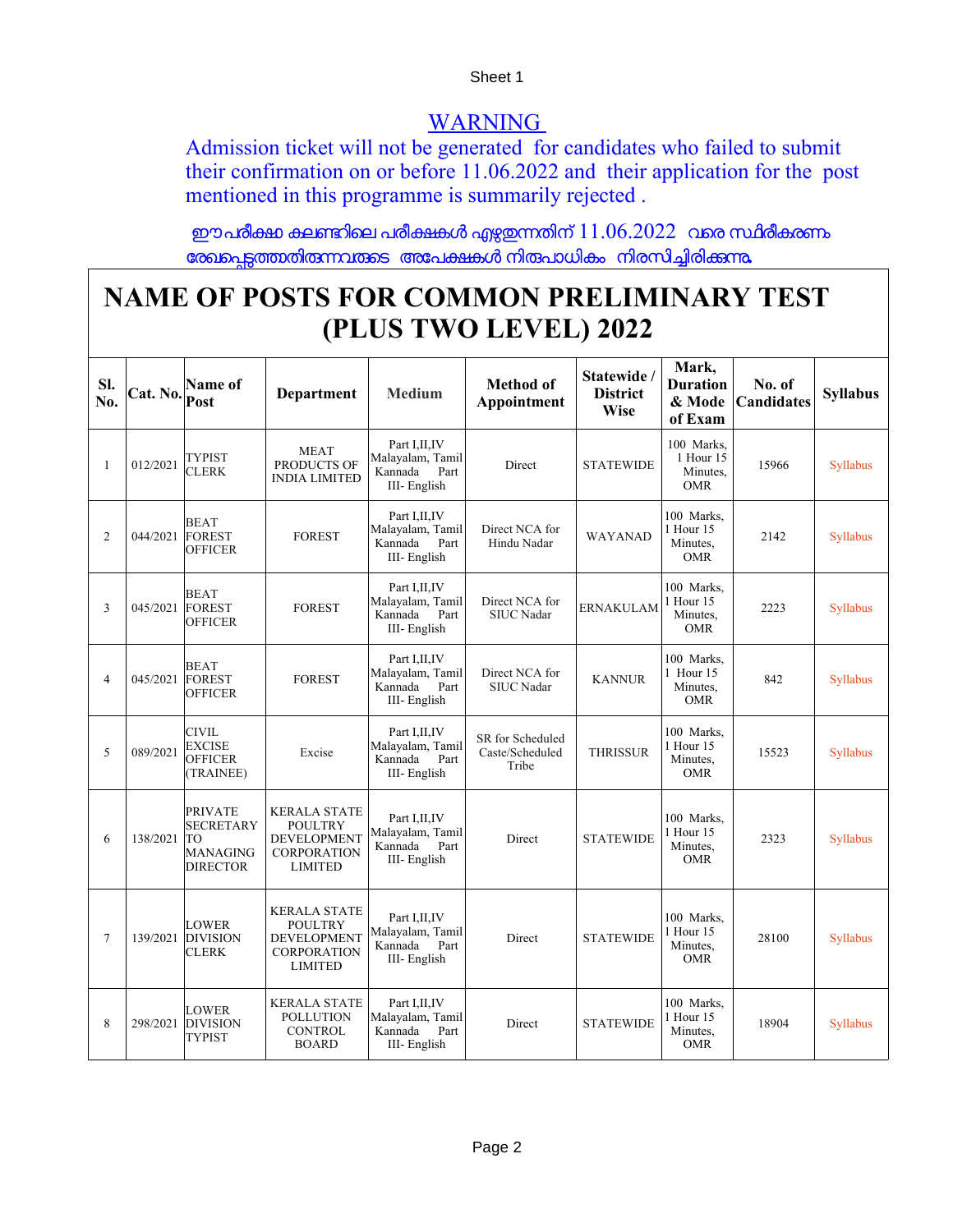## WARNING

Admission ticket will not be generated for candidates who failed to submit their confirmation on or before 11.06.2022 and their application for the post mentioned in this programme is summarily rejected .

ഈ പരീക്ഷാ കലണ്ടറിലെ പരീക്ഷകൾ എഴുതുന്നതിന് 11.06.2022 വരെ സ്ഥിരീകരണം രേഖപ്പെടുത്താതിരുന്നവരുടെ അപേക്ഷകൾ നിരുപാധികം നിരസിച്ചിരിക്കുന്നു.

# NAME OF POSTS FOR COMMON PRELIMINARY TEST (PLUS TWO LEVEL) 2022

| Sl. No. | Cat. No. | Name of Post | Department | Medium | Method of Appointment | Statewide / District Wise | Mark, Duration & Mode of Exam | No. of Candidates | Syllabus |
|---|---|---|---|---|---|---|---|---|---|
| 1 | 012/2021 | TYPIST CLERK | MEAT PRODUCTS OF INDIA LIMITED | Part I,II,IV Malayalam, Tamil Kannada Part III- English | Direct | STATEWIDE | 100 Marks, 1 Hour 15 Minutes, OMR | 15966 | Syllabus |
| 2 | 044/2021 | BEAT FOREST OFFICER | FOREST | Part I,II,IV Malayalam, Tamil Kannada Part III- English | Direct NCA for Hindu Nadar | WAYANAD | 100 Marks, 1 Hour 15 Minutes, OMR | 2142 | Syllabus |
| 3 | 045/2021 | BEAT FOREST OFFICER | FOREST | Part I,II,IV Malayalam, Tamil Kannada Part III- English | Direct NCA for SIUC Nadar | ERNAKULAM | 100 Marks, 1 Hour 15 Minutes, OMR | 2223 | Syllabus |
| 4 | 045/2021 | BEAT FOREST OFFICER | FOREST | Part I,II,IV Malayalam, Tamil Kannada Part III- English | Direct NCA for SIUC Nadar | KANNUR | 100 Marks, 1 Hour 15 Minutes, OMR | 842 | Syllabus |
| 5 | 089/2021 | CIVIL EXCISE OFFICER (TRAINEE) | Excise | Part I,II,IV Malayalam, Tamil Kannada Part III- English | SR for Scheduled Caste/Scheduled Tribe | THRISSUR | 100 Marks, 1 Hour 15 Minutes, OMR | 15523 | Syllabus |
| 6 | 138/2021 | PRIVATE SECRETARY TO MANAGING DIRECTOR | KERALA STATE POULTRY DEVELOPMENT CORPORATION LIMITED | Part I,II,IV Malayalam, Tamil Kannada Part III- English | Direct | STATEWIDE | 100 Marks, 1 Hour 15 Minutes, OMR | 2323 | Syllabus |
| 7 | 139/2021 | LOWER DIVISION CLERK | KERALA STATE POULTRY DEVELOPMENT CORPORATION LIMITED | Part I,II,IV Malayalam, Tamil Kannada Part III- English | Direct | STATEWIDE | 100 Marks, 1 Hour 15 Minutes, OMR | 28100 | Syllabus |
| 8 | 298/2021 | LOWER DIVISION TYPIST | KERALA STATE POLLUTION CONTROL BOARD | Part I,II,IV Malayalam, Tamil Kannada Part III- English | Direct | STATEWIDE | 100 Marks, 1 Hour 15 Minutes, OMR | 18904 | Syllabus |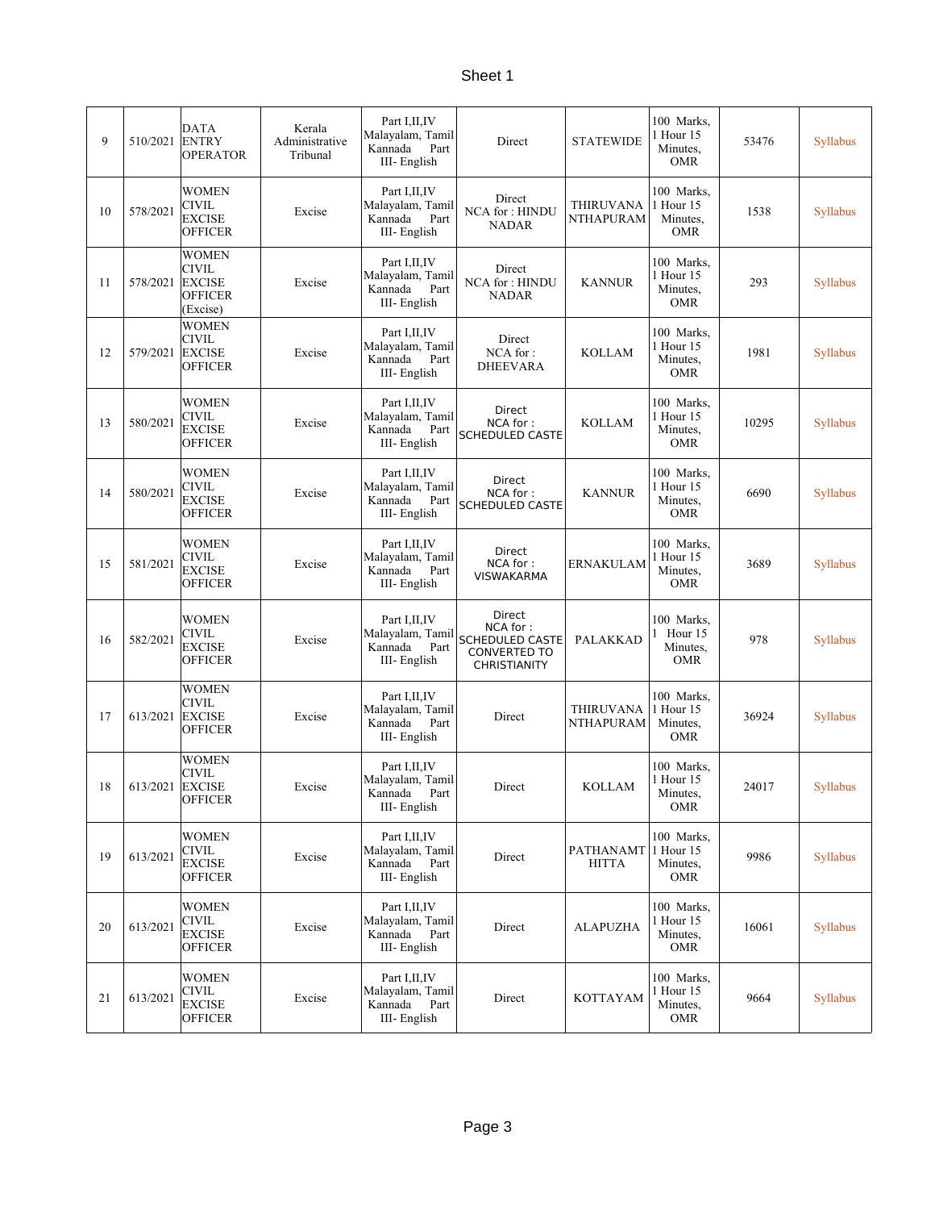Sheet 1

| | | | | | | | | | |
|---|---|---|---|---|---|---|---|---|---|
| 9 | 510/2021 | DATA ENTRY OPERATOR | Kerala Administrative Tribunal | Part I,II,IV Malayalam, Tamil Kannada Part III- English | Direct | STATEWIDE | 100 Marks, 1 Hour 15 Minutes, OMR | 53476 | Syllabus |
| 10 | 578/2021 | WOMEN CIVIL EXCISE OFFICER | Excise | Part I,II,IV Malayalam, Tamil Kannada Part III- English | Direct NCA for : HINDU NADAR | THIRUVANANTHAPURAM | 100 Marks, 1 Hour 15 Minutes, OMR | 1538 | Syllabus |
| 11 | 578/2021 | WOMEN CIVIL EXCISE OFFICER (Excise) | Excise | Part I,II,IV Malayalam, Tamil Kannada Part III- English | Direct NCA for : HINDU NADAR | KANNUR | 100 Marks, 1 Hour 15 Minutes, OMR | 293 | Syllabus |
| 12 | 579/2021 | WOMEN CIVIL EXCISE OFFICER | Excise | Part I,II,IV Malayalam, Tamil Kannada Part III- English | Direct NCA for : DHEEVARA | KOLLAM | 100 Marks, 1 Hour 15 Minutes, OMR | 1981 | Syllabus |
| 13 | 580/2021 | WOMEN CIVIL EXCISE OFFICER | Excise | Part I,II,IV Malayalam, Tamil Kannada Part III- English | Direct NCA for : SCHEDULED CASTE | KOLLAM | 100 Marks, 1 Hour 15 Minutes, OMR | 10295 | Syllabus |
| 14 | 580/2021 | WOMEN CIVIL EXCISE OFFICER | Excise | Part I,II,IV Malayalam, Tamil Kannada Part III- English | Direct NCA for : SCHEDULED CASTE | KANNUR | 100 Marks, 1 Hour 15 Minutes, OMR | 6690 | Syllabus |
| 15 | 581/2021 | WOMEN CIVIL EXCISE OFFICER | Excise | Part I,II,IV Malayalam, Tamil Kannada Part III- English | Direct NCA for : VISWAKARMA | ERNAKULAM | 100 Marks, 1 Hour 15 Minutes, OMR | 3689 | Syllabus |
| 16 | 582/2021 | WOMEN CIVIL EXCISE OFFICER | Excise | Part I,II,IV Malayalam, Tamil Kannada Part III- English | Direct NCA for : SCHEDULED CASTE CONVERTED TO CHRISTIANITY | PALAKKAD | 100 Marks, 1 Hour 15 Minutes, OMR | 978 | Syllabus |
| 17 | 613/2021 | WOMEN CIVIL EXCISE OFFICER | Excise | Part I,II,IV Malayalam, Tamil Kannada Part III- English | Direct | THIRUVANANTHAPURAM | 100 Marks, 1 Hour 15 Minutes, OMR | 36924 | Syllabus |
| 18 | 613/2021 | WOMEN CIVIL EXCISE OFFICER | Excise | Part I,II,IV Malayalam, Tamil Kannada Part III- English | Direct | KOLLAM | 100 Marks, 1 Hour 15 Minutes, OMR | 24017 | Syllabus |
| 19 | 613/2021 | WOMEN CIVIL EXCISE OFFICER | Excise | Part I,II,IV Malayalam, Tamil Kannada Part III- English | Direct | PATHANAMTHITTA | 100 Marks, 1 Hour 15 Minutes, OMR | 9986 | Syllabus |
| 20 | 613/2021 | WOMEN CIVIL EXCISE OFFICER | Excise | Part I,II,IV Malayalam, Tamil Kannada Part III- English | Direct | ALAPUZHA | 100 Marks, 1 Hour 15 Minutes, OMR | 16061 | Syllabus |
| 21 | 613/2021 | WOMEN CIVIL EXCISE OFFICER | Excise | Part I,II,IV Malayalam, Tamil Kannada Part III- English | Direct | KOTTAYAM | 100 Marks, 1 Hour 15 Minutes, OMR | 9664 | Syllabus |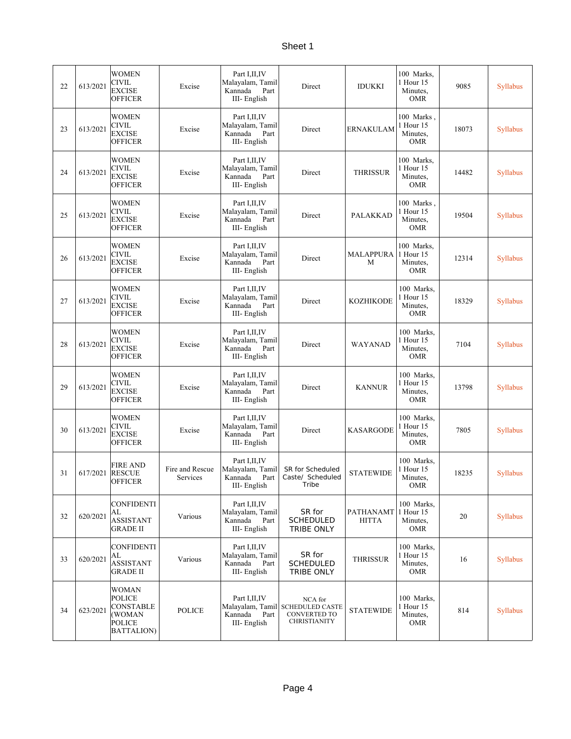| 22 | 613/2021 | WOMEN CIVIL EXCISE OFFICER | Excise | Part I,II,IV Malayalam, Tamil Kannada Part III- English | Direct | IDUKKI | 100 Marks, 1 Hour 15 Minutes, OMR | 9085 | Syllabus |
|---|---|---|---|---|---|---|---|---|---|
| 23 | 613/2021 | WOMEN CIVIL EXCISE OFFICER | Excise | Part I,II,IV Malayalam, Tamil Kannada Part III- English | Direct | ERNAKULAM | 100 Marks , 1 Hour 15 Minutes, OMR | 18073 | Syllabus |
| 24 | 613/2021 | WOMEN CIVIL EXCISE OFFICER | Excise | Part I,II,IV Malayalam, Tamil Kannada Part III- English | Direct | THRISSUR | 100 Marks, 1 Hour 15 Minutes, OMR | 14482 | Syllabus |
| 25 | 613/2021 | WOMEN CIVIL EXCISE OFFICER | Excise | Part I,II,IV Malayalam, Tamil Kannada Part III- English | Direct | PALAKKAD | 100 Marks , 1 Hour 15 Minutes, OMR | 19504 | Syllabus |
| 26 | 613/2021 | WOMEN CIVIL EXCISE OFFICER | Excise | Part I,II,IV Malayalam, Tamil Kannada Part III- English | Direct | MALAPPURAM | 100 Marks, 1 Hour 15 Minutes, OMR | 12314 | Syllabus |
| 27 | 613/2021 | WOMEN CIVIL EXCISE OFFICER | Excise | Part I,II,IV Malayalam, Tamil Kannada Part III- English | Direct | KOZHIKODE | 100 Marks, 1 Hour 15 Minutes, OMR | 18329 | Syllabus |
| 28 | 613/2021 | WOMEN CIVIL EXCISE OFFICER | Excise | Part I,II,IV Malayalam, Tamil Kannada Part III- English | Direct | WAYANAD | 100 Marks, 1 Hour 15 Minutes, OMR | 7104 | Syllabus |
| 29 | 613/2021 | WOMEN CIVIL EXCISE OFFICER | Excise | Part I,II,IV Malayalam, Tamil Kannada Part III- English | Direct | KANNUR | 100 Marks, 1 Hour 15 Minutes, OMR | 13798 | Syllabus |
| 30 | 613/2021 | WOMEN CIVIL EXCISE OFFICER | Excise | Part I,II,IV Malayalam, Tamil Kannada Part III- English | Direct | KASARGODE | 100 Marks, 1 Hour 15 Minutes, OMR | 7805 | Syllabus |
| 31 | 617/2021 | FIRE AND RESCUE OFFICER | Fire and Rescue Services | Part I,II,IV Malayalam, Tamil Kannada Part III- English | SR for Scheduled Caste/ Scheduled Tribe | STATEWIDE | 100 Marks, 1 Hour 15 Minutes, OMR | 18235 | Syllabus |
| 32 | 620/2021 | CONFIDENTIAL ASSISTANT GRADE II | Various | Part I,II,IV Malayalam, Tamil Kannada Part III- English | SR for SCHEDULED TRIBE ONLY | PATHANAMTHITTA | 100 Marks, 1 Hour 15 Minutes, OMR | 20 | Syllabus |
| 33 | 620/2021 | CONFIDENTIAL ASSISTANT GRADE II | Various | Part I,II,IV Malayalam, Tamil Kannada Part III- English | SR for SCHEDULED TRIBE ONLY | THRISSUR | 100 Marks, 1 Hour 15 Minutes, OMR | 16 | Syllabus |
| 34 | 623/2021 | WOMAN POLICE CONSTABLE (WOMAN POLICE BATTALION) | POLICE | Part I,II,IV Malayalam, Tamil Kannada Part III- English | NCA for SCHEDULED CASTE CONVERTED TO CHRISTIANITY | STATEWIDE | 100 Marks, 1 Hour 15 Minutes, OMR | 814 | Syllabus |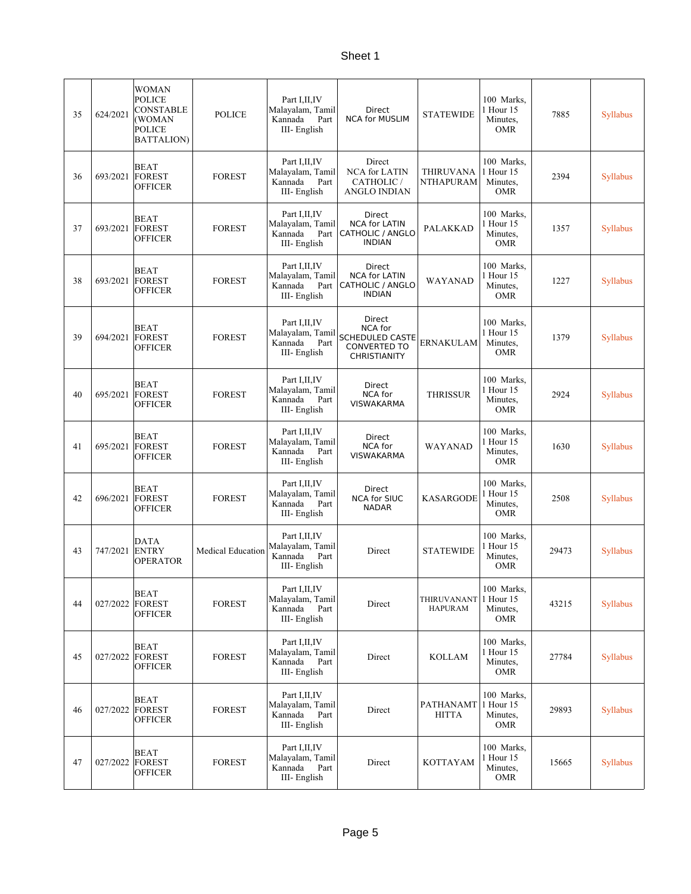| | | | | | | | | | |
|---|---|---|---|---|---|---|---|---|---|
| 35 | 624/2021 | WOMAN POLICE CONSTABLE (WOMAN POLICE BATTALION) | POLICE | Part I,II,IV Malayalam, Tamil Kannada Part III- English | Direct NCA for MUSLIM | STATEWIDE | 100 Marks, 1 Hour 15 Minutes, OMR | 7885 | Syllabus |
| 36 | 693/2021 | BEAT FOREST OFFICER | FOREST | Part I,II,IV Malayalam, Tamil Kannada Part III- English | Direct NCA for LATIN CATHOLIC / ANGLO INDIAN | THIRUVANA NTHAPURAM | 100 Marks, 1 Hour 15 Minutes, OMR | 2394 | Syllabus |
| 37 | 693/2021 | BEAT FOREST OFFICER | FOREST | Part I,II,IV Malayalam, Tamil Kannada Part III- English | Direct NCA for LATIN CATHOLIC / ANGLO INDIAN | PALAKKAD | 100 Marks, 1 Hour 15 Minutes, OMR | 1357 | Syllabus |
| 38 | 693/2021 | BEAT FOREST OFFICER | FOREST | Part I,II,IV Malayalam, Tamil Kannada Part III- English | Direct NCA for LATIN CATHOLIC / ANGLO INDIAN | WAYANAD | 100 Marks, 1 Hour 15 Minutes, OMR | 1227 | Syllabus |
| 39 | 694/2021 | BEAT FOREST OFFICER | FOREST | Part I,II,IV Malayalam, Tamil Kannada Part III- English | Direct NCA for SCHEDULED CASTE CONVERTED TO CHRISTIANITY | ERNAKULAM | 100 Marks, 1 Hour 15 Minutes, OMR | 1379 | Syllabus |
| 40 | 695/2021 | BEAT FOREST OFFICER | FOREST | Part I,II,IV Malayalam, Tamil Kannada Part III- English | Direct NCA for VISWAKARMA | THRISSUR | 100 Marks, 1 Hour 15 Minutes, OMR | 2924 | Syllabus |
| 41 | 695/2021 | BEAT FOREST OFFICER | FOREST | Part I,II,IV Malayalam, Tamil Kannada Part III- English | Direct NCA for VISWAKARMA | WAYANAD | 100 Marks, 1 Hour 15 Minutes, OMR | 1630 | Syllabus |
| 42 | 696/2021 | BEAT FOREST OFFICER | FOREST | Part I,II,IV Malayalam, Tamil Kannada Part III- English | Direct NCA for SIUC NADAR | KASARGODE | 100 Marks, 1 Hour 15 Minutes, OMR | 2508 | Syllabus |
| 43 | 747/2021 | DATA ENTRY OPERATOR | Medical Education | Part I,II,IV Malayalam, Tamil Kannada Part III- English | Direct | STATEWIDE | 100 Marks, 1 Hour 15 Minutes, OMR | 29473 | Syllabus |
| 44 | 027/2022 | BEAT FOREST OFFICER | FOREST | Part I,II,IV Malayalam, Tamil Kannada Part III- English | Direct | THIRUVANANT HAPURAM | 100 Marks, 1 Hour 15 Minutes, OMR | 43215 | Syllabus |
| 45 | 027/2022 | BEAT FOREST OFFICER | FOREST | Part I,II,IV Malayalam, Tamil Kannada Part III- English | Direct | KOLLAM | 100 Marks, 1 Hour 15 Minutes, OMR | 27784 | Syllabus |
| 46 | 027/2022 | BEAT FOREST OFFICER | FOREST | Part I,II,IV Malayalam, Tamil Kannada Part III- English | Direct | PATHANAMT HITTA | 100 Marks, 1 Hour 15 Minutes, OMR | 29893 | Syllabus |
| 47 | 027/2022 | BEAT FOREST OFFICER | FOREST | Part I,II,IV Malayalam, Tamil Kannada Part III- English | Direct | KOTTAYAM | 100 Marks, 1 Hour 15 Minutes, OMR | 15665 | Syllabus |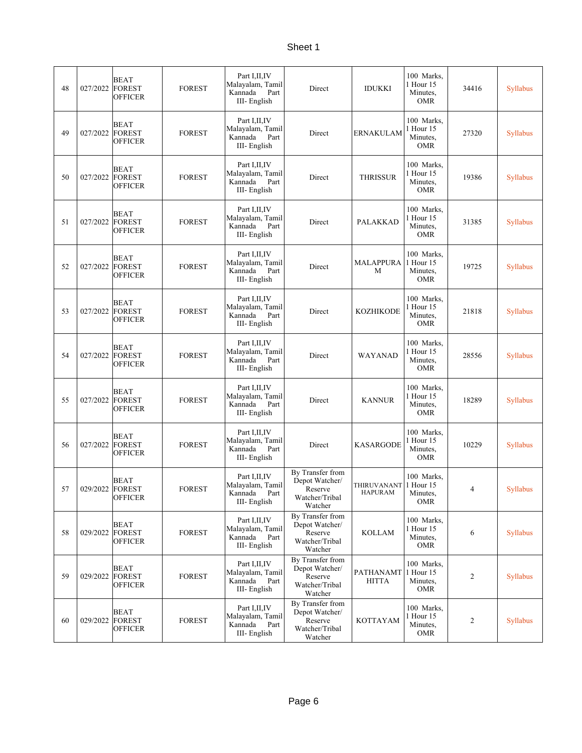Sheet 1

| | | | | | | | | | |
|---|---|---|---|---|---|---|---|---|---|
| 48 | 027/2022 | BEAT FOREST OFFICER | FOREST | Part I,II,IV Malayalam, Tamil Kannada Part III- English | Direct | IDUKKI | 100 Marks, 1 Hour 15 Minutes, OMR | 34416 | Syllabus |
| 49 | 027/2022 | BEAT FOREST OFFICER | FOREST | Part I,II,IV Malayalam, Tamil Kannada Part III- English | Direct | ERNAKULAM | 100 Marks, 1 Hour 15 Minutes, OMR | 27320 | Syllabus |
| 50 | 027/2022 | BEAT FOREST OFFICER | FOREST | Part I,II,IV Malayalam, Tamil Kannada Part III- English | Direct | THRISSUR | 100 Marks, 1 Hour 15 Minutes, OMR | 19386 | Syllabus |
| 51 | 027/2022 | BEAT FOREST OFFICER | FOREST | Part I,II,IV Malayalam, Tamil Kannada Part III- English | Direct | PALAKKAD | 100 Marks, 1 Hour 15 Minutes, OMR | 31385 | Syllabus |
| 52 | 027/2022 | BEAT FOREST OFFICER | FOREST | Part I,II,IV Malayalam, Tamil Kannada Part III- English | Direct | MALAPPURAM | 100 Marks, 1 Hour 15 Minutes, OMR | 19725 | Syllabus |
| 53 | 027/2022 | BEAT FOREST OFFICER | FOREST | Part I,II,IV Malayalam, Tamil Kannada Part III- English | Direct | KOZHIKODE | 100 Marks, 1 Hour 15 Minutes, OMR | 21818 | Syllabus |
| 54 | 027/2022 | BEAT FOREST OFFICER | FOREST | Part I,II,IV Malayalam, Tamil Kannada Part III- English | Direct | WAYANAD | 100 Marks, 1 Hour 15 Minutes, OMR | 28556 | Syllabus |
| 55 | 027/2022 | BEAT FOREST OFFICER | FOREST | Part I,II,IV Malayalam, Tamil Kannada Part III- English | Direct | KANNUR | 100 Marks, 1 Hour 15 Minutes, OMR | 18289 | Syllabus |
| 56 | 027/2022 | BEAT FOREST OFFICER | FOREST | Part I,II,IV Malayalam, Tamil Kannada Part III- English | Direct | KASARGODE | 100 Marks, 1 Hour 15 Minutes, OMR | 10229 | Syllabus |
| 57 | 029/2022 | BEAT FOREST OFFICER | FOREST | Part I,II,IV Malayalam, Tamil Kannada Part III- English | By Transfer from Depot Watcher/ Reserve Watcher/Tribal Watcher | THIRUVANANTHAPURAM | 100 Marks, 1 Hour 15 Minutes, OMR | 4 | Syllabus |
| 58 | 029/2022 | BEAT FOREST OFFICER | FOREST | Part I,II,IV Malayalam, Tamil Kannada Part III- English | By Transfer from Depot Watcher/ Reserve Watcher/Tribal Watcher | KOLLAM | 100 Marks, 1 Hour 15 Minutes, OMR | 6 | Syllabus |
| 59 | 029/2022 | BEAT FOREST OFFICER | FOREST | Part I,II,IV Malayalam, Tamil Kannada Part III- English | By Transfer from Depot Watcher/ Reserve Watcher/Tribal Watcher | PATHANAMTHITTA | 100 Marks, 1 Hour 15 Minutes, OMR | 2 | Syllabus |
| 60 | 029/2022 | BEAT FOREST OFFICER | FOREST | Part I,II,IV Malayalam, Tamil Kannada Part III- English | By Transfer from Depot Watcher/ Reserve Watcher/Tribal Watcher | KOTTAYAM | 100 Marks, 1 Hour 15 Minutes, OMR | 2 | Syllabus |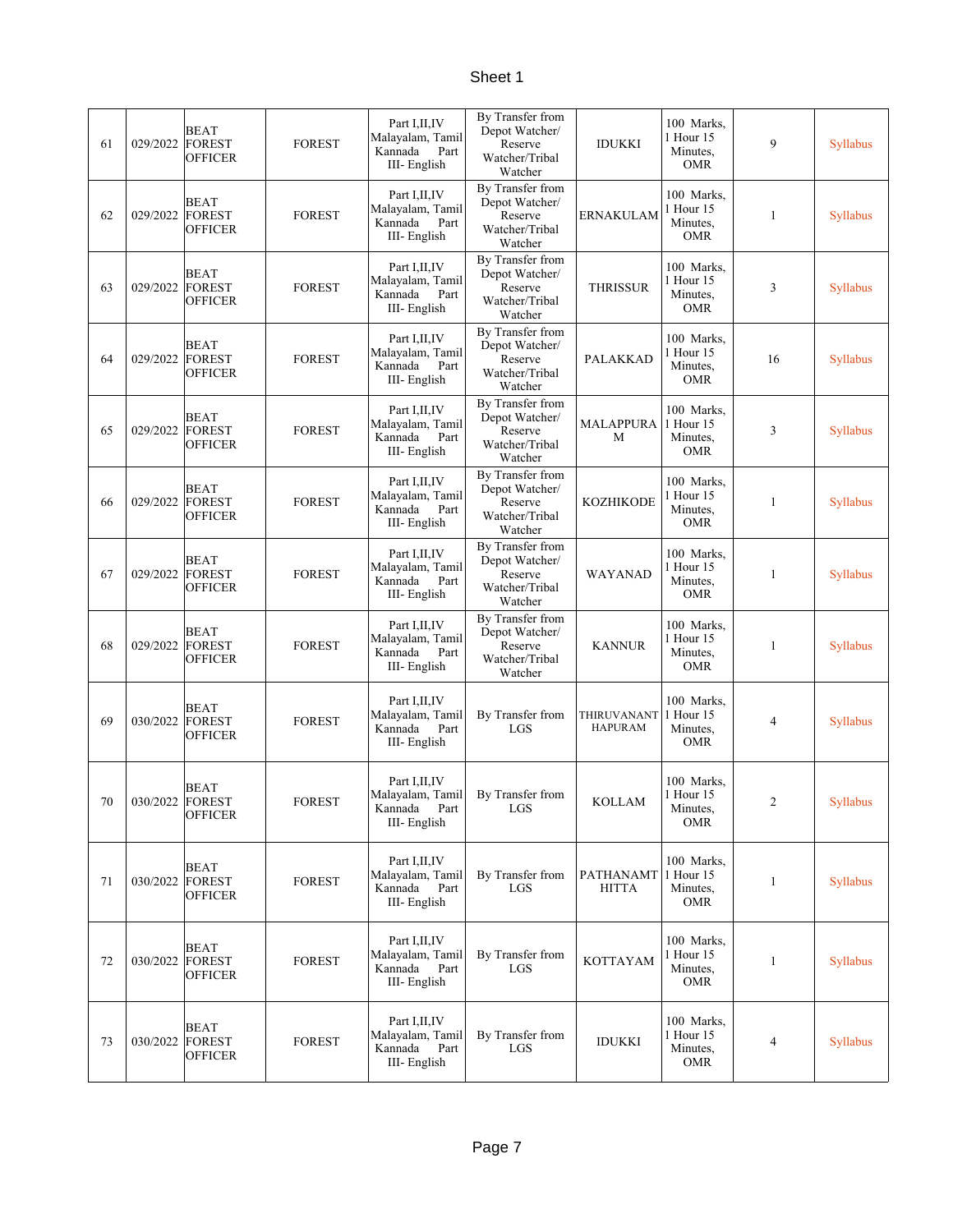| | | | | | | | | | |
|---|---|---|---|---|---|---|---|---|---|
| 61 | 029/2022 | BEAT FOREST OFFICER | FOREST | Part I,II,IV Malayalam, Tamil Kannada Part III- English | By Transfer from Depot Watcher/ Reserve Watcher/Tribal Watcher | IDUKKI | 100 Marks, 1 Hour 15 Minutes, OMR | 9 | Syllabus |
| 62 | 029/2022 | BEAT FOREST OFFICER | FOREST | Part I,II,IV Malayalam, Tamil Kannada Part III- English | By Transfer from Depot Watcher/ Reserve Watcher/Tribal Watcher | ERNAKULAM | 100 Marks, 1 Hour 15 Minutes, OMR | 1 | Syllabus |
| 63 | 029/2022 | BEAT FOREST OFFICER | FOREST | Part I,II,IV Malayalam, Tamil Kannada Part III- English | By Transfer from Depot Watcher/ Reserve Watcher/Tribal Watcher | THRISSUR | 100 Marks, 1 Hour 15 Minutes, OMR | 3 | Syllabus |
| 64 | 029/2022 | BEAT FOREST OFFICER | FOREST | Part I,II,IV Malayalam, Tamil Kannada Part III- English | By Transfer from Depot Watcher/ Reserve Watcher/Tribal Watcher | PALAKKAD | 100 Marks, 1 Hour 15 Minutes, OMR | 16 | Syllabus |
| 65 | 029/2022 | BEAT FOREST OFFICER | FOREST | Part I,II,IV Malayalam, Tamil Kannada Part III- English | By Transfer from Depot Watcher/ Reserve Watcher/Tribal Watcher | MALAPPURAM | 100 Marks, 1 Hour 15 Minutes, OMR | 3 | Syllabus |
| 66 | 029/2022 | BEAT FOREST OFFICER | FOREST | Part I,II,IV Malayalam, Tamil Kannada Part III- English | By Transfer from Depot Watcher/ Reserve Watcher/Tribal Watcher | KOZHIKODE | 100 Marks, 1 Hour 15 Minutes, OMR | 1 | Syllabus |
| 67 | 029/2022 | BEAT FOREST OFFICER | FOREST | Part I,II,IV Malayalam, Tamil Kannada Part III- English | By Transfer from Depot Watcher/ Reserve Watcher/Tribal Watcher | WAYANAD | 100 Marks, 1 Hour 15 Minutes, OMR | 1 | Syllabus |
| 68 | 029/2022 | BEAT FOREST OFFICER | FOREST | Part I,II,IV Malayalam, Tamil Kannada Part III- English | By Transfer from Depot Watcher/ Reserve Watcher/Tribal Watcher | KANNUR | 100 Marks, 1 Hour 15 Minutes, OMR | 1 | Syllabus |
| 69 | 030/2022 | BEAT FOREST OFFICER | FOREST | Part I,II,IV Malayalam, Tamil Kannada Part III- English | By Transfer from LGS | THIRUVANANTHAPURAM | 100 Marks, 1 Hour 15 Minutes, OMR | 4 | Syllabus |
| 70 | 030/2022 | BEAT FOREST OFFICER | FOREST | Part I,II,IV Malayalam, Tamil Kannada Part III- English | By Transfer from LGS | KOLLAM | 100 Marks, 1 Hour 15 Minutes, OMR | 2 | Syllabus |
| 71 | 030/2022 | BEAT FOREST OFFICER | FOREST | Part I,II,IV Malayalam, Tamil Kannada Part III- English | By Transfer from LGS | PATHANAMTHITTA | 100 Marks, 1 Hour 15 Minutes, OMR | 1 | Syllabus |
| 72 | 030/2022 | BEAT FOREST OFFICER | FOREST | Part I,II,IV Malayalam, Tamil Kannada Part III- English | By Transfer from LGS | KOTTAYAM | 100 Marks, 1 Hour 15 Minutes, OMR | 1 | Syllabus |
| 73 | 030/2022 | BEAT FOREST OFFICER | FOREST | Part I,II,IV Malayalam, Tamil Kannada Part III- English | By Transfer from LGS | IDUKKI | 100 Marks, 1 Hour 15 Minutes, OMR | 4 | Syllabus |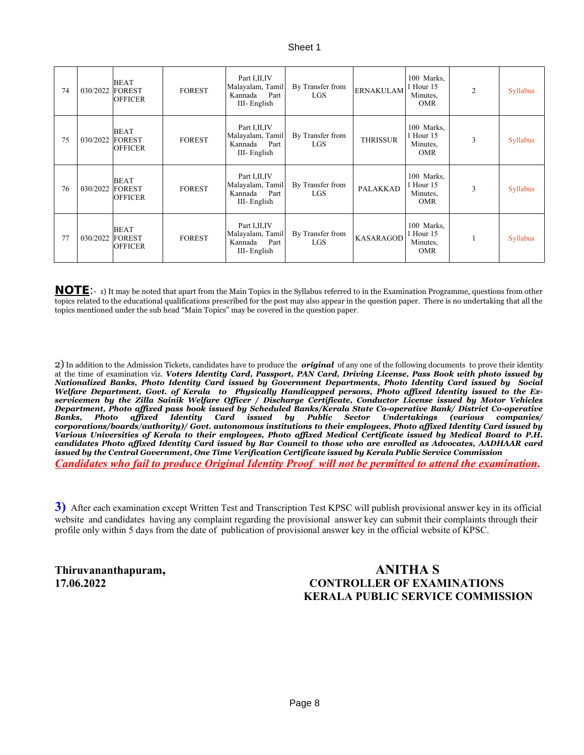| | | | | | | | | | |
|---|---|---|---|---|---|---|---|---|---|
| 74 | 030/2022 | BEAT FOREST OFFICER | FOREST | Part I,II,IV Malayalam, Tamil Kannada Part III- English | By Transfer from LGS | ERNAKULAM | 100 Marks, 1 Hour 15 Minutes, OMR | 2 | Syllabus |
| 75 | 030/2022 | BEAT FOREST OFFICER | FOREST | Part I,II,IV Malayalam, Tamil Kannada Part III- English | By Transfer from LGS | THRISSUR | 100 Marks, 1 Hour 15 Minutes, OMR | 3 | Syllabus |
| 76 | 030/2022 | BEAT FOREST OFFICER | FOREST | Part I,II,IV Malayalam, Tamil Kannada Part III- English | By Transfer from LGS | PALAKKAD | 100 Marks, 1 Hour 15 Minutes, OMR | 3 | Syllabus |
| 77 | 030/2022 | BEAT FOREST OFFICER | FOREST | Part I,II,IV Malayalam, Tamil Kannada Part III- English | By Transfer from LGS | KASARAGOD | 100 Marks, 1 Hour 15 Minutes, OMR | 1 | Syllabus |

**NOTE**:- 1) It may be noted that apart from the Main Topics in the Syllabus referred to in the Examination Programme, questions from other topics related to the educational qualifications prescribed for the post may also appear in the question paper. There is no undertaking that all the topics mentioned under the sub head "Main Topics" may be covered in the question paper.

2) In addition to the Admission Tickets, candidates have to produce the ***original*** of any one of the following documents to prove their identity at the time of examination viz. ***Voters Identity Card, Passport, PAN Card, Driving License, Pass Book with photo issued by Nationalized Banks, Photo Identity Card issued by Government Departments, Photo Identity Card issued by Social Welfare Department, Govt. of Kerala to Physically Handicapped persons, Photo affixed Identity issued to the Ex-servicemen by the Zilla Sainik Welfare Officer / Discharge Certificate, Conductor License issued by Motor Vehicles Department, Photo affixed pass book issued by Scheduled Banks/Kerala State Co-operative Bank/ District Co-operative Banks, Photo affixed Identity Card issued by Public Sector Undertakings (various companies/ corporations/boards/authority)/ Govt. autonomous institutions to their employees, Photo affixed Identity Card issued by Various Universities of Kerala to their employees, Photo affixed Medical Certificate issued by Medical Board to P.H. candidates Photo affixed Identity Card issued by Bar Council to those who are enrolled as Advocates, AADHAAR card issued by the Central Government, One Time Verification Certificate issued by Kerala Public Service Commission***

***Candidates who fail to produce Original Identity Proof will not be permitted to attend the examination.***

**3)** After each examination except Written Test and Transcription Test KPSC will publish provisional answer key in its official website and candidates having any complaint regarding the provisional answer key can submit their complaints through their profile only within 5 days from the date of publication of provisional answer key in the official website of KPSC.

**Thiruvananthapuram,**
**17.06.2022**

**ANITHA S**
**CONTROLLER OF EXAMINATIONS**
**KERALA PUBLIC SERVICE COMMISSION**